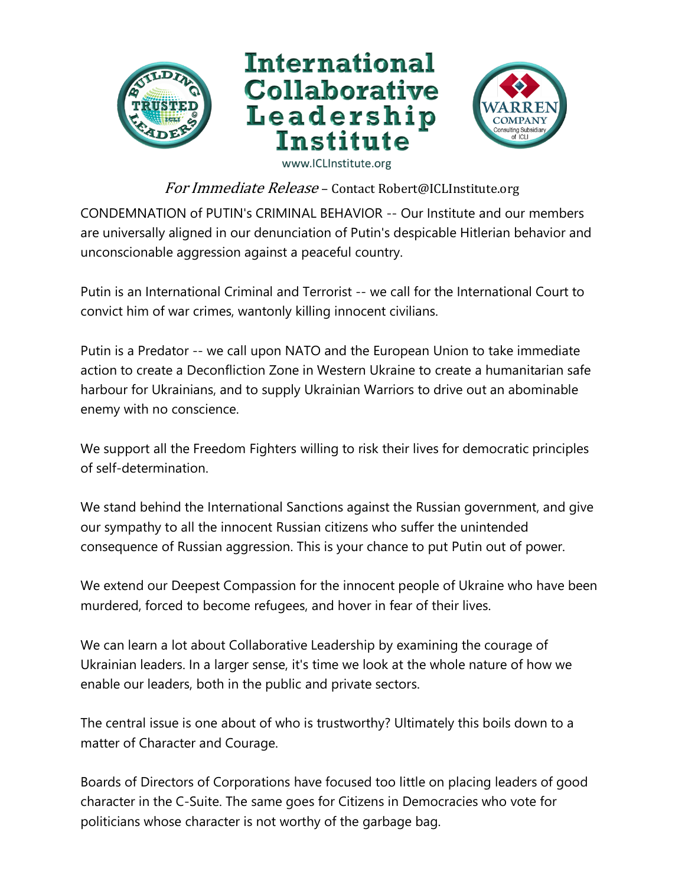# International Collaborative Leadership Institute

www.ICLInstitute.org

*For Immediate Release* – Contact Robert@ICLInstitute.org

CONDEMNATION of PUTIN's CRIMINAL BEHAVIOR -- Our Institute and our members are universally aligned in our denunciation of Putin's despicable Hitlerian behavior and unconscionable aggression against a peaceful country.

Putin is an International Criminal and Terrorist -- we call for the International Court to convict him of war crimes, wantonly killing innocent civilians.

Putin is a Predator -- we call upon NATO and the European Union to take immediate action to create a Deconfliction Zone in Western Ukraine to create a humanitarian safe harbour for Ukrainians, and to supply Ukrainian Warriors to drive out an abominable enemy with no conscience.

We support all the Freedom Fighters willing to risk their lives for democratic principles of self-determination.

We stand behind the International Sanctions against the Russian government, and give our sympathy to all the innocent Russian citizens who suffer the unintended consequence of Russian aggression. This is your chance to put Putin out of power.

We extend our Deepest Compassion for the innocent people of Ukraine who have been murdered, forced to become refugees, and hover in fear of their lives.

We can learn a lot about Collaborative Leadership by examining the courage of Ukrainian leaders. In a larger sense, it's time we look at the whole nature of how we enable our leaders, both in the public and private sectors.

The central issue is one about of who is trustworthy? Ultimately this boils down to a matter of Character and Courage.

Boards of Directors of Corporations have focused too little on placing leaders of good character in the C-Suite. The same goes for Citizens in Democracies who vote for politicians whose character is not worthy of the garbage bag.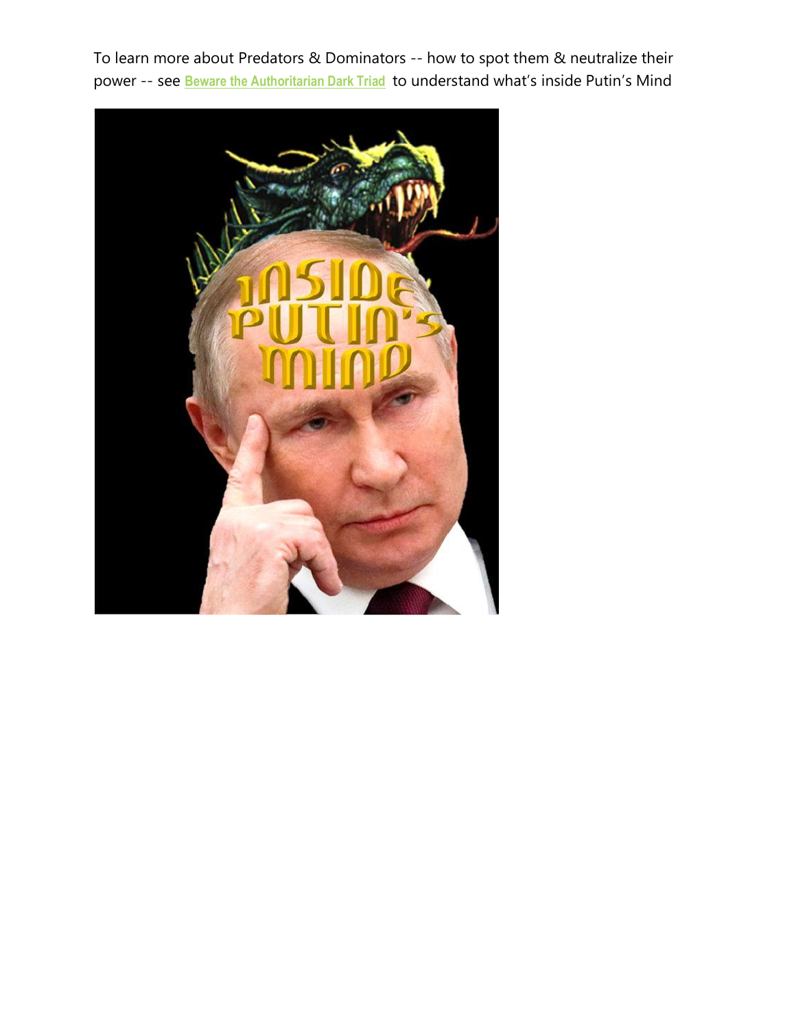To learn more about Predators & Dominators -- how to spot them & neutralize their power -- see **Beware the Authoritarian Dark Triad** to understand what's inside Putin's Mind